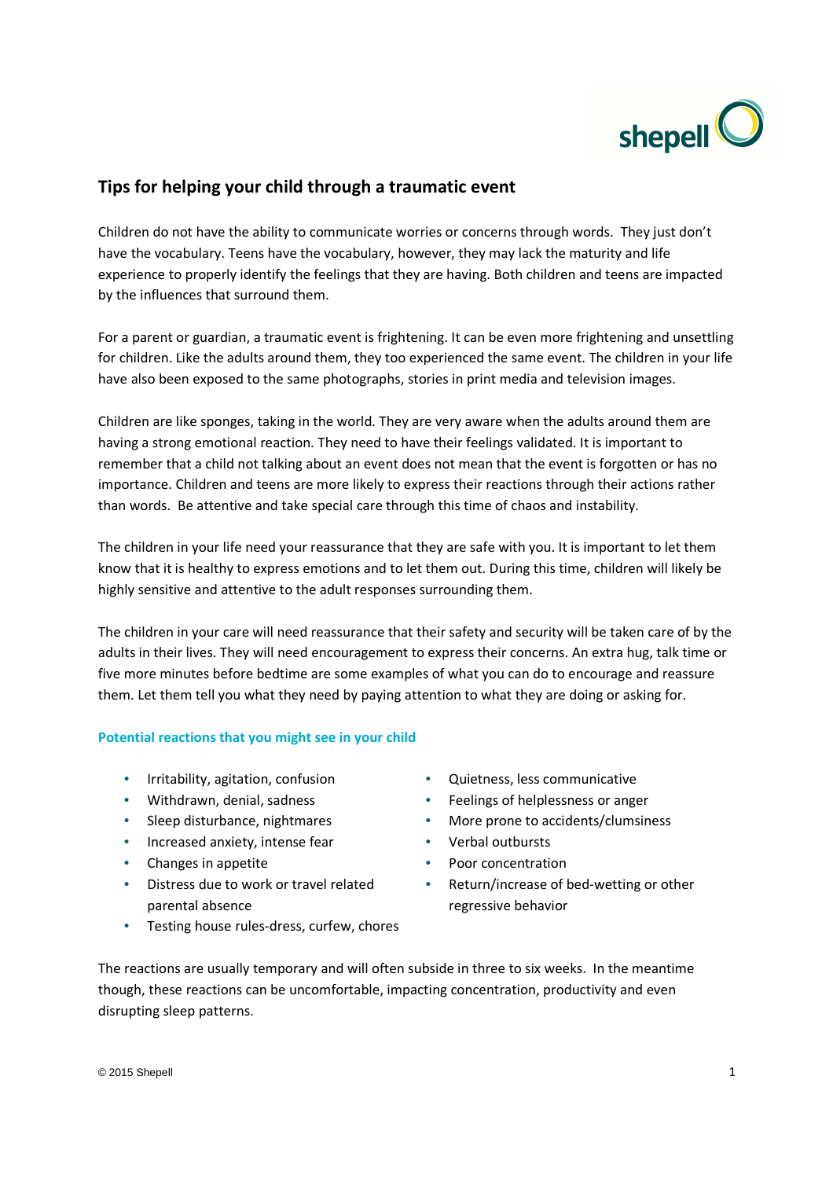## Tips for helping your child through a traumatic event

Children do not have the ability to communicate worries or concerns through words. They just don't have the vocabulary. Teens have the vocabulary, however, they may lack the maturity and life experience to properly identify the feelings that they are having. Both children and teens are impacted by the influences that surround them.

For a parent or guardian, a traumatic event is frightening. It can be even more frightening and unsettling for children. Like the adults around them, they too experienced the same event. The children in your life have also been exposed to the same photographs, stories in print media and television images.

Children are like sponges, taking in the world. They are very aware when the adults around them are having a strong emotional reaction. They need to have their feelings validated. It is important to remember that a child not talking about an event does not mean that the event is forgotten or has no importance. Children and teens are more likely to express their reactions through their actions rather than words. Be attentive and take special care through this time of chaos and instability.

The children in your life need your reassurance that they are safe with you. It is important to let them know that it is healthy to express emotions and to let them out. During this time, children will likely be highly sensitive and attentive to the adult responses surrounding them.

The children in your care will need reassurance that their safety and security will be taken care of by the adults in their lives. They will need encouragement to express their concerns. An extra hug, talk time or five more minutes before bedtime are some examples of what you can do to encourage and reassure them. Let them tell you what they need by paying attention to what they are doing or asking for.

### Potential reactions that you might see in your child

- Irritability, agitation, confusion
- Withdrawn, denial, sadness
- Sleep disturbance, nightmares
- Increased anxiety, intense fear
- Changes in appetite
- Distress due to work or travel related parental absence
- Testing house rules-dress, curfew, chores
- Quietness, less communicative
- Feelings of helplessness or anger
- More prone to accidents/clumsiness
- Verbal outbursts
- Poor concentration
- Return/increase of bed-wetting or other regressive behavior

The reactions are usually temporary and will often subside in three to six weeks. In the meantime though, these reactions can be uncomfortable, impacting concentration, productivity and even disrupting sleep patterns.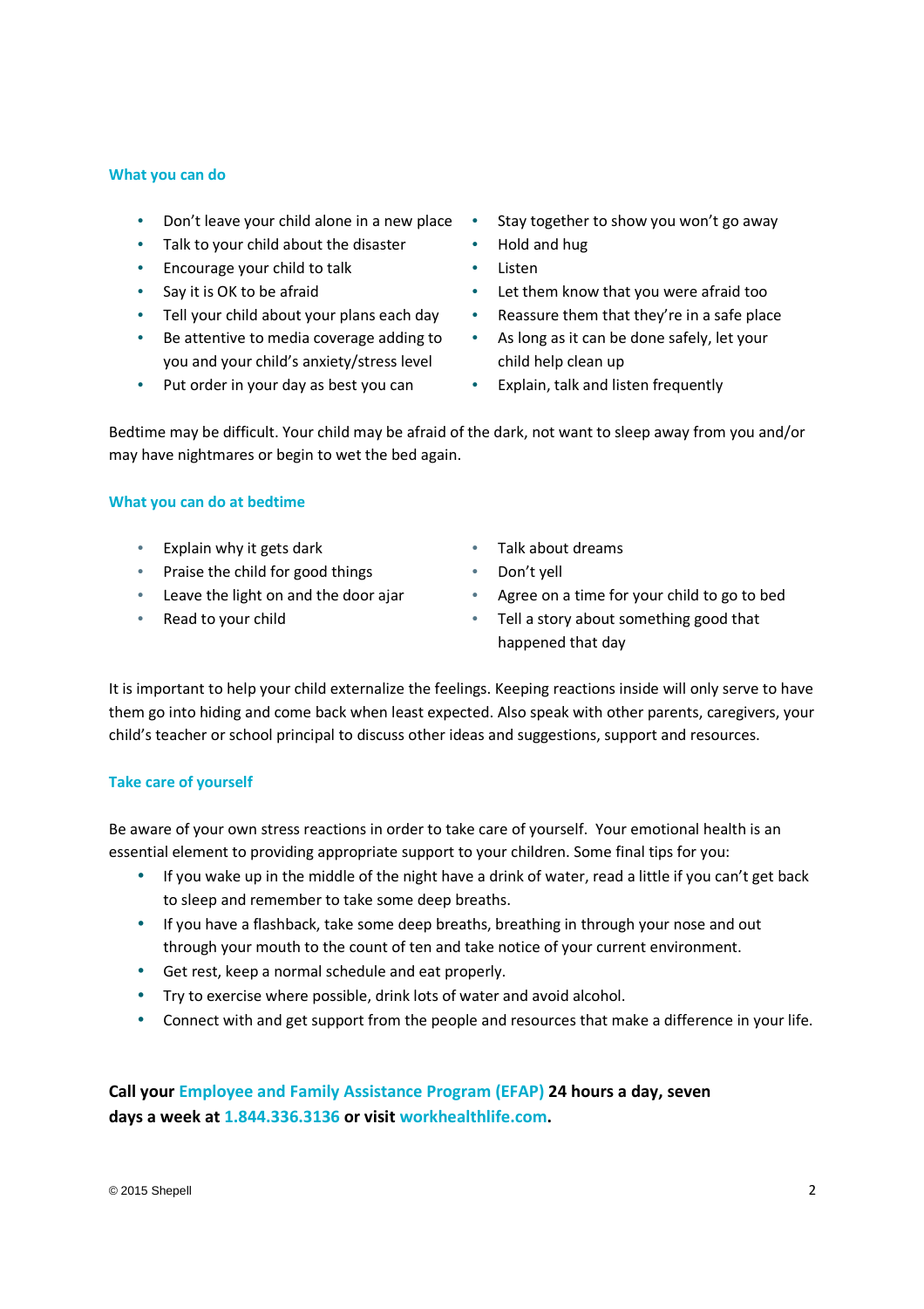## What you can do

- Don't leave your child alone in a new place
- Talk to your child about the disaster
- Encourage your child to talk
- Say it is OK to be afraid
- Tell your child about your plans each day
- Be attentive to media coverage adding to you and your child's anxiety/stress level
- Put order in your day as best you can
- Stay together to show you won't go away
- Hold and hug
- Listen
- Let them know that you were afraid too
- Reassure them that they're in a safe place
- As long as it can be done safely, let your child help clean up
- Explain, talk and listen frequently

Bedtime may be difficult. Your child may be afraid of the dark, not want to sleep away from you and/or may have nightmares or begin to wet the bed again.

## What you can do at bedtime

- Explain why it gets dark
- Praise the child for good things
- Leave the light on and the door ajar
- Read to your child
- Talk about dreams
- Don't yell
- Agree on a time for your child to go to bed
- Tell a story about something good that happened that day

It is important to help your child externalize the feelings. Keeping reactions inside will only serve to have them go into hiding and come back when least expected. Also speak with other parents, caregivers, your child's teacher or school principal to discuss other ideas and suggestions, support and resources.

## Take care of yourself

Be aware of your own stress reactions in order to take care of yourself. Your emotional health is an essential element to providing appropriate support to your children. Some final tips for you:

- If you wake up in the middle of the night have a drink of water, read a little if you can't get back to sleep and remember to take some deep breaths.
- If you have a flashback, take some deep breaths, breathing in through your nose and out through your mouth to the count of ten and take notice of your current environment.
- Get rest, keep a normal schedule and eat properly.
- Try to exercise where possible, drink lots of water and avoid alcohol.
- Connect with and get support from the people and resources that make a difference in your life.

**Call your Employee and Family Assistance Program (EFAP) 24 hours a day, seven days a week at 1.844.336.3136 or visit workhealthlife.com.**

© 2015 Shepell